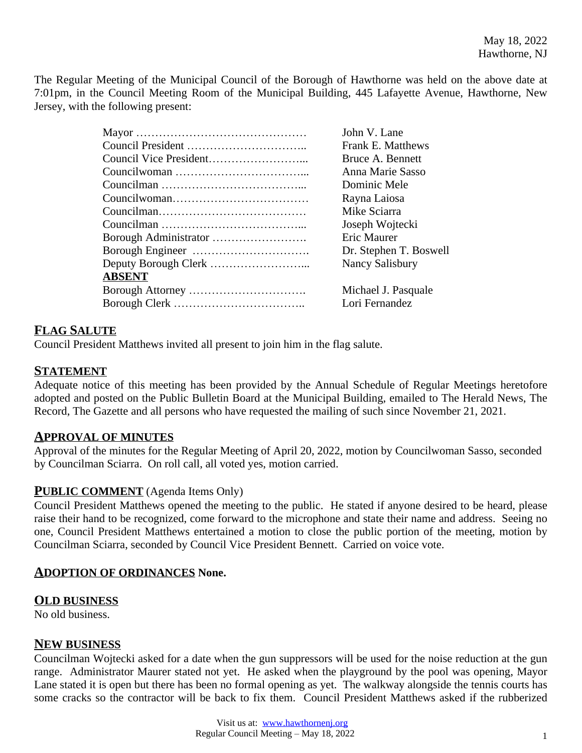May 18, 2022
Hawthorne, NJ

The Regular Meeting of the Municipal Council of the Borough of Hawthorne was held on the above date at 7:01pm, in the Council Meeting Room of the Municipal Building, 445 Lafayette Avenue, Hawthorne, New Jersey, with the following present:

| | |
|---|---|
| Mayor ……………………………………… | John V. Lane |
| Council President ………………………….. | Frank E. Matthews |
| Council Vice President……………………... | Bruce A. Bennett |
| Councilwoman ……………………………... | Anna Marie Sasso |
| Councilman ………………………………... | Dominic Mele |
| Councilwoman……………………………… | Rayna Laiosa |
| Councilman………………………………… | Mike Sciarra |
| Councilman ………………………………... | Joseph Wojtecki |
| Borough Administrator ……………………. | Eric Maurer |
| Borough Engineer …………………………. | Dr. Stephen T. Boswell |
| Deputy Borough Clerk ……………………... | Nancy Salisbury |
| **ABSENT** | |
| Borough Attorney …………………………. | Michael J. Pasquale |
| Borough Clerk …………………………….. | Lori Fernandez |

## FLAG SALUTE

Council President Matthews invited all present to join him in the flag salute.

## STATEMENT

Adequate notice of this meeting has been provided by the Annual Schedule of Regular Meetings heretofore adopted and posted on the Public Bulletin Board at the Municipal Building, emailed to The Herald News, The Record, The Gazette and all persons who have requested the mailing of such since November 21, 2021.

## APPROVAL OF MINUTES

Approval of the minutes for the Regular Meeting of April 20, 2022, motion by Councilwoman Sasso, seconded by Councilman Sciarra. On roll call, all voted yes, motion carried.

## PUBLIC COMMENT (Agenda Items Only)

Council President Matthews opened the meeting to the public. He stated if anyone desired to be heard, please raise their hand to be recognized, come forward to the microphone and state their name and address. Seeing no one, Council President Matthews entertained a motion to close the public portion of the meeting, motion by Councilman Sciarra, seconded by Council Vice President Bennett. Carried on voice vote.

## ADOPTION OF ORDINANCES **None.**

## OLD BUSINESS

No old business.

## NEW BUSINESS

Councilman Wojtecki asked for a date when the gun suppressors will be used for the noise reduction at the gun range. Administrator Maurer stated not yet. He asked when the playground by the pool was opening, Mayor Lane stated it is open but there has been no formal opening as yet. The walkway alongside the tennis courts has some cracks so the contractor will be back to fix them. Council President Matthews asked if the rubberized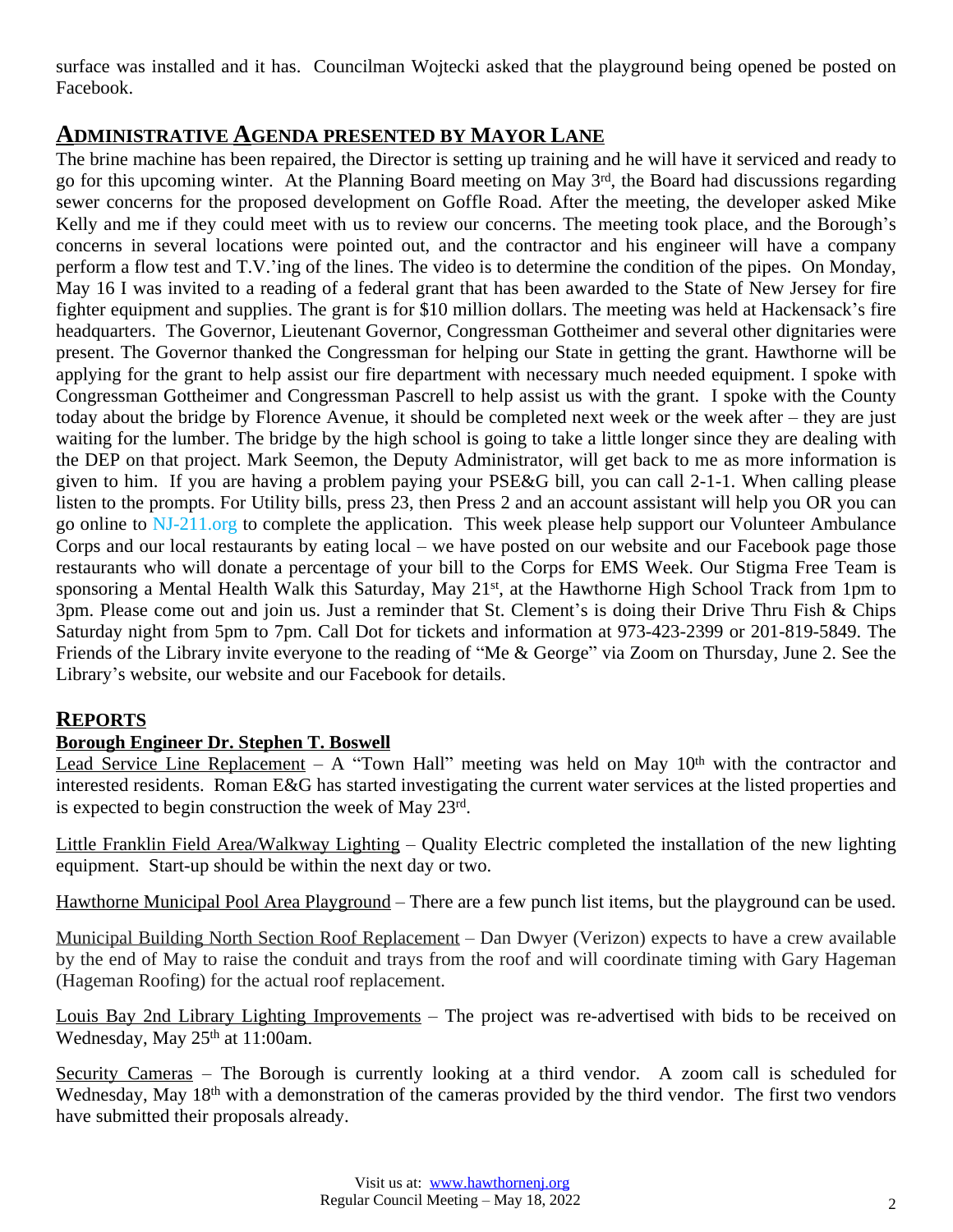surface was installed and it has. Councilman Wojtecki asked that the playground being opened be posted on Facebook.

## ADMINISTRATIVE AGENDA PRESENTED BY MAYOR LANE

The brine machine has been repaired, the Director is setting up training and he will have it serviced and ready to go for this upcoming winter. At the Planning Board meeting on May 3rd, the Board had discussions regarding sewer concerns for the proposed development on Goffle Road. After the meeting, the developer asked Mike Kelly and me if they could meet with us to review our concerns. The meeting took place, and the Borough's concerns in several locations were pointed out, and the contractor and his engineer will have a company perform a flow test and T.V.'ing of the lines. The video is to determine the condition of the pipes. On Monday, May 16 I was invited to a reading of a federal grant that has been awarded to the State of New Jersey for fire fighter equipment and supplies. The grant is for $10 million dollars. The meeting was held at Hackensack's fire headquarters. The Governor, Lieutenant Governor, Congressman Gottheimer and several other dignitaries were present. The Governor thanked the Congressman for helping our State in getting the grant. Hawthorne will be applying for the grant to help assist our fire department with necessary much needed equipment. I spoke with Congressman Gottheimer and Congressman Pascrell to help assist us with the grant. I spoke with the County today about the bridge by Florence Avenue, it should be completed next week or the week after – they are just waiting for the lumber. The bridge by the high school is going to take a little longer since they are dealing with the DEP on that project. Mark Seemon, the Deputy Administrator, will get back to me as more information is given to him. If you are having a problem paying your PSE&G bill, you can call 2-1-1. When calling please listen to the prompts. For Utility bills, press 23, then Press 2 and an account assistant will help you OR you can go online to NJ-211.org to complete the application. This week please help support our Volunteer Ambulance Corps and our local restaurants by eating local – we have posted on our website and our Facebook page those restaurants who will donate a percentage of your bill to the Corps for EMS Week. Our Stigma Free Team is sponsoring a Mental Health Walk this Saturday, May 21st, at the Hawthorne High School Track from 1pm to 3pm. Please come out and join us. Just a reminder that St. Clement's is doing their Drive Thru Fish & Chips Saturday night from 5pm to 7pm. Call Dot for tickets and information at 973-423-2399 or 201-819-5849. The Friends of the Library invite everyone to the reading of "Me & George" via Zoom on Thursday, June 2. See the Library's website, our website and our Facebook for details.

## REPORTS

### Borough Engineer Dr. Stephen T. Boswell

Lead Service Line Replacement – A "Town Hall" meeting was held on May 10th with the contractor and interested residents. Roman E&G has started investigating the current water services at the listed properties and is expected to begin construction the week of May 23rd.

Little Franklin Field Area/Walkway Lighting – Quality Electric completed the installation of the new lighting equipment. Start-up should be within the next day or two.

Hawthorne Municipal Pool Area Playground – There are a few punch list items, but the playground can be used.

Municipal Building North Section Roof Replacement – Dan Dwyer (Verizon) expects to have a crew available by the end of May to raise the conduit and trays from the roof and will coordinate timing with Gary Hageman (Hageman Roofing) for the actual roof replacement.

Louis Bay 2nd Library Lighting Improvements – The project was re-advertised with bids to be received on Wednesday, May 25th at 11:00am.

Security Cameras – The Borough is currently looking at a third vendor. A zoom call is scheduled for Wednesday, May 18th with a demonstration of the cameras provided by the third vendor. The first two vendors have submitted their proposals already.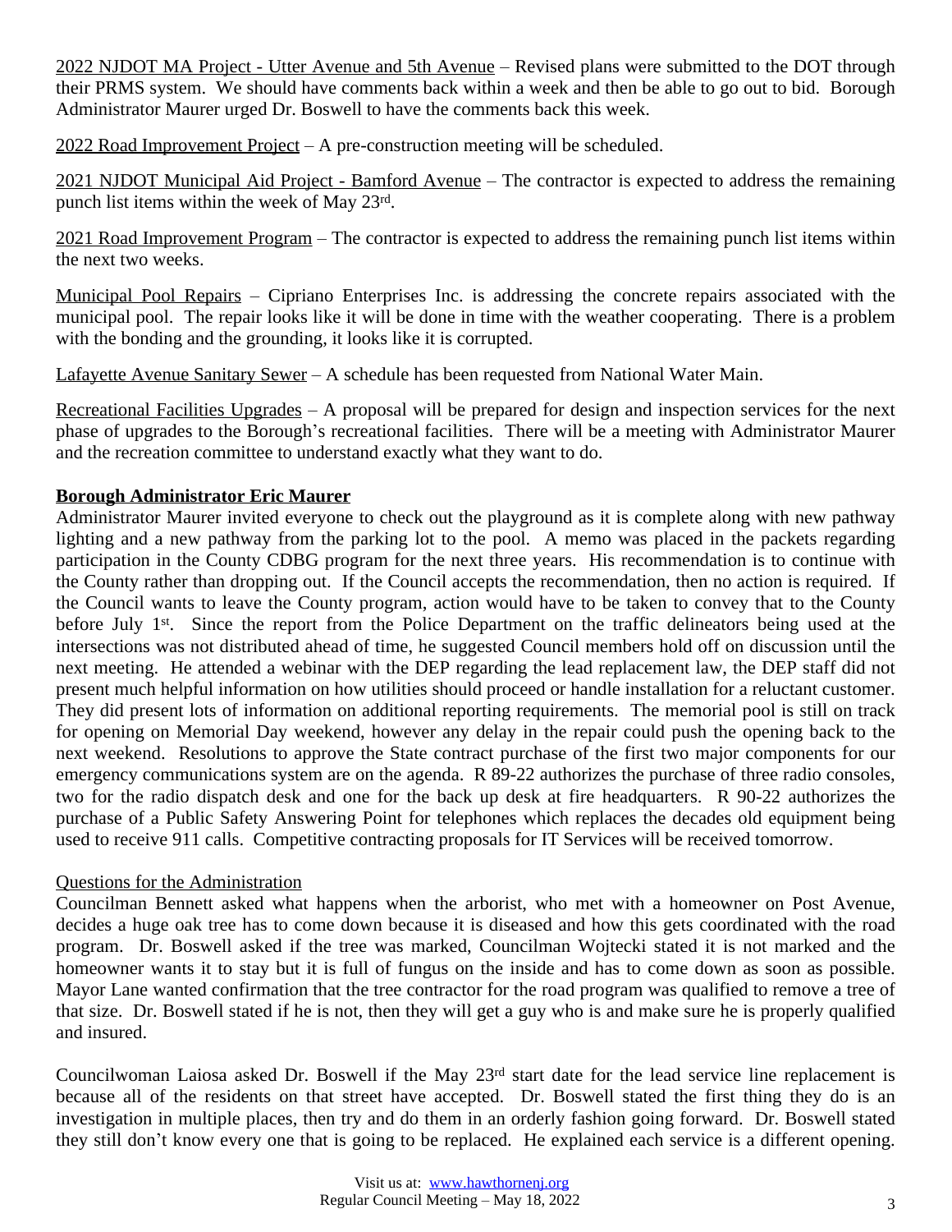2022 NJDOT MA Project - Utter Avenue and 5th Avenue – Revised plans were submitted to the DOT through their PRMS system. We should have comments back within a week and then be able to go out to bid. Borough Administrator Maurer urged Dr. Boswell to have the comments back this week.

2022 Road Improvement Project – A pre-construction meeting will be scheduled.

2021 NJDOT Municipal Aid Project - Bamford Avenue – The contractor is expected to address the remaining punch list items within the week of May 23rd.

2021 Road Improvement Program – The contractor is expected to address the remaining punch list items within the next two weeks.

Municipal Pool Repairs – Cipriano Enterprises Inc. is addressing the concrete repairs associated with the municipal pool. The repair looks like it will be done in time with the weather cooperating. There is a problem with the bonding and the grounding, it looks like it is corrupted.

Lafayette Avenue Sanitary Sewer – A schedule has been requested from National Water Main.

Recreational Facilities Upgrades – A proposal will be prepared for design and inspection services for the next phase of upgrades to the Borough's recreational facilities. There will be a meeting with Administrator Maurer and the recreation committee to understand exactly what they want to do.

**Borough Administrator Eric Maurer**

Administrator Maurer invited everyone to check out the playground as it is complete along with new pathway lighting and a new pathway from the parking lot to the pool. A memo was placed in the packets regarding participation in the County CDBG program for the next three years. His recommendation is to continue with the County rather than dropping out. If the Council accepts the recommendation, then no action is required. If the Council wants to leave the County program, action would have to be taken to convey that to the County before July 1st. Since the report from the Police Department on the traffic delineators being used at the intersections was not distributed ahead of time, he suggested Council members hold off on discussion until the next meeting. He attended a webinar with the DEP regarding the lead replacement law, the DEP staff did not present much helpful information on how utilities should proceed or handle installation for a reluctant customer. They did present lots of information on additional reporting requirements. The memorial pool is still on track for opening on Memorial Day weekend, however any delay in the repair could push the opening back to the next weekend. Resolutions to approve the State contract purchase of the first two major components for our emergency communications system are on the agenda. R 89-22 authorizes the purchase of three radio consoles, two for the radio dispatch desk and one for the back up desk at fire headquarters. R 90-22 authorizes the purchase of a Public Safety Answering Point for telephones which replaces the decades old equipment being used to receive 911 calls. Competitive contracting proposals for IT Services will be received tomorrow.

Questions for the Administration

Councilman Bennett asked what happens when the arborist, who met with a homeowner on Post Avenue, decides a huge oak tree has to come down because it is diseased and how this gets coordinated with the road program. Dr. Boswell asked if the tree was marked, Councilman Wojtecki stated it is not marked and the homeowner wants it to stay but it is full of fungus on the inside and has to come down as soon as possible. Mayor Lane wanted confirmation that the tree contractor for the road program was qualified to remove a tree of that size. Dr. Boswell stated if he is not, then they will get a guy who is and make sure he is properly qualified and insured.

Councilwoman Laiosa asked Dr. Boswell if the May 23rd start date for the lead service line replacement is because all of the residents on that street have accepted. Dr. Boswell stated the first thing they do is an investigation in multiple places, then try and do them in an orderly fashion going forward. Dr. Boswell stated they still don't know every one that is going to be replaced. He explained each service is a different opening.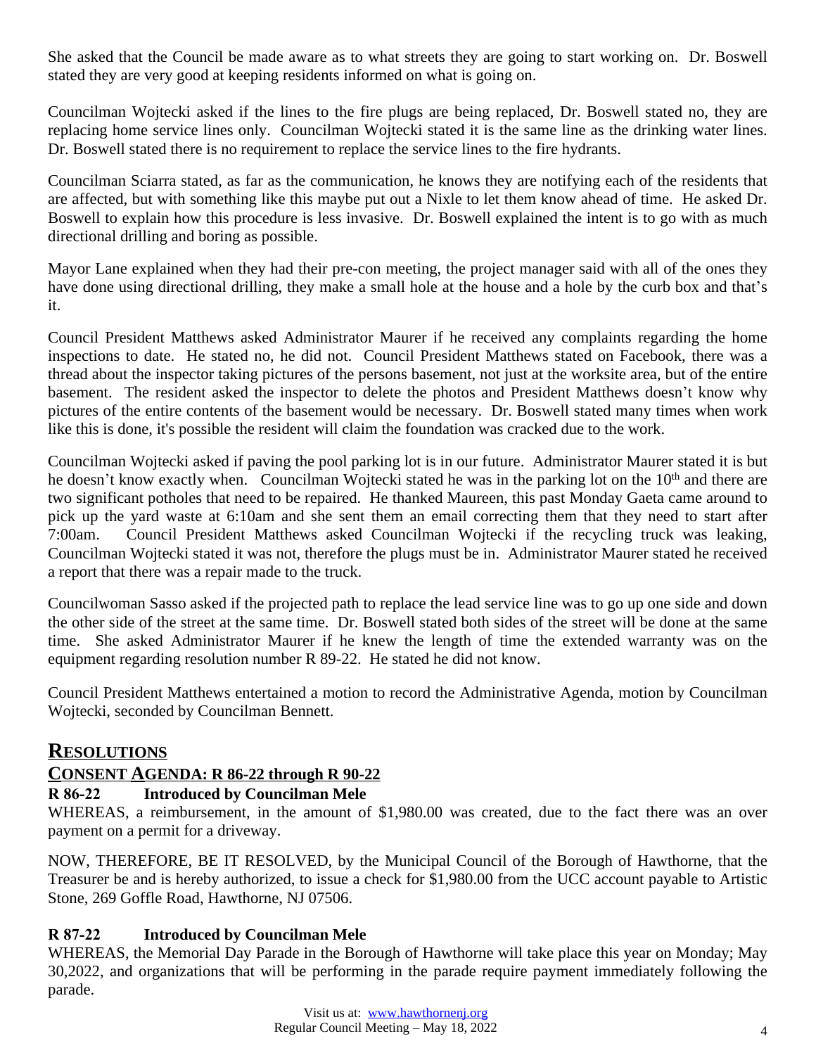She asked that the Council be made aware as to what streets they are going to start working on. Dr. Boswell stated they are very good at keeping residents informed on what is going on.

Councilman Wojtecki asked if the lines to the fire plugs are being replaced, Dr. Boswell stated no, they are replacing home service lines only. Councilman Wojtecki stated it is the same line as the drinking water lines. Dr. Boswell stated there is no requirement to replace the service lines to the fire hydrants.

Councilman Sciarra stated, as far as the communication, he knows they are notifying each of the residents that are affected, but with something like this maybe put out a Nixle to let them know ahead of time. He asked Dr. Boswell to explain how this procedure is less invasive. Dr. Boswell explained the intent is to go with as much directional drilling and boring as possible.

Mayor Lane explained when they had their pre-con meeting, the project manager said with all of the ones they have done using directional drilling, they make a small hole at the house and a hole by the curb box and that's it.

Council President Matthews asked Administrator Maurer if he received any complaints regarding the home inspections to date. He stated no, he did not. Council President Matthews stated on Facebook, there was a thread about the inspector taking pictures of the persons basement, not just at the worksite area, but of the entire basement. The resident asked the inspector to delete the photos and President Matthews doesn't know why pictures of the entire contents of the basement would be necessary. Dr. Boswell stated many times when work like this is done, it's possible the resident will claim the foundation was cracked due to the work.

Councilman Wojtecki asked if paving the pool parking lot is in our future. Administrator Maurer stated it is but he doesn't know exactly when. Councilman Wojtecki stated he was in the parking lot on the 10th and there are two significant potholes that need to be repaired. He thanked Maureen, this past Monday Gaeta came around to pick up the yard waste at 6:10am and she sent them an email correcting them that they need to start after 7:00am. Council President Matthews asked Councilman Wojtecki if the recycling truck was leaking, Councilman Wojtecki stated it was not, therefore the plugs must be in. Administrator Maurer stated he received a report that there was a repair made to the truck.

Councilwoman Sasso asked if the projected path to replace the lead service line was to go up one side and down the other side of the street at the same time. Dr. Boswell stated both sides of the street will be done at the same time. She asked Administrator Maurer if he knew the length of time the extended warranty was on the equipment regarding resolution number R 89-22. He stated he did not know.

Council President Matthews entertained a motion to record the Administrative Agenda, motion by Councilman Wojtecki, seconded by Councilman Bennett.

## RESOLUTIONS

### CONSENT AGENDA: R 86-22 through R 90-22

**R 86-22 Introduced by Councilman Mele**

WHEREAS, a reimbursement, in the amount of $1,980.00 was created, due to the fact there was an over payment on a permit for a driveway.

NOW, THEREFORE, BE IT RESOLVED, by the Municipal Council of the Borough of Hawthorne, that the Treasurer be and is hereby authorized, to issue a check for $1,980.00 from the UCC account payable to Artistic Stone, 269 Goffle Road, Hawthorne, NJ 07506.

**R 87-22 Introduced by Councilman Mele**

WHEREAS, the Memorial Day Parade in the Borough of Hawthorne will take place this year on Monday; May 30,2022, and organizations that will be performing in the parade require payment immediately following the parade.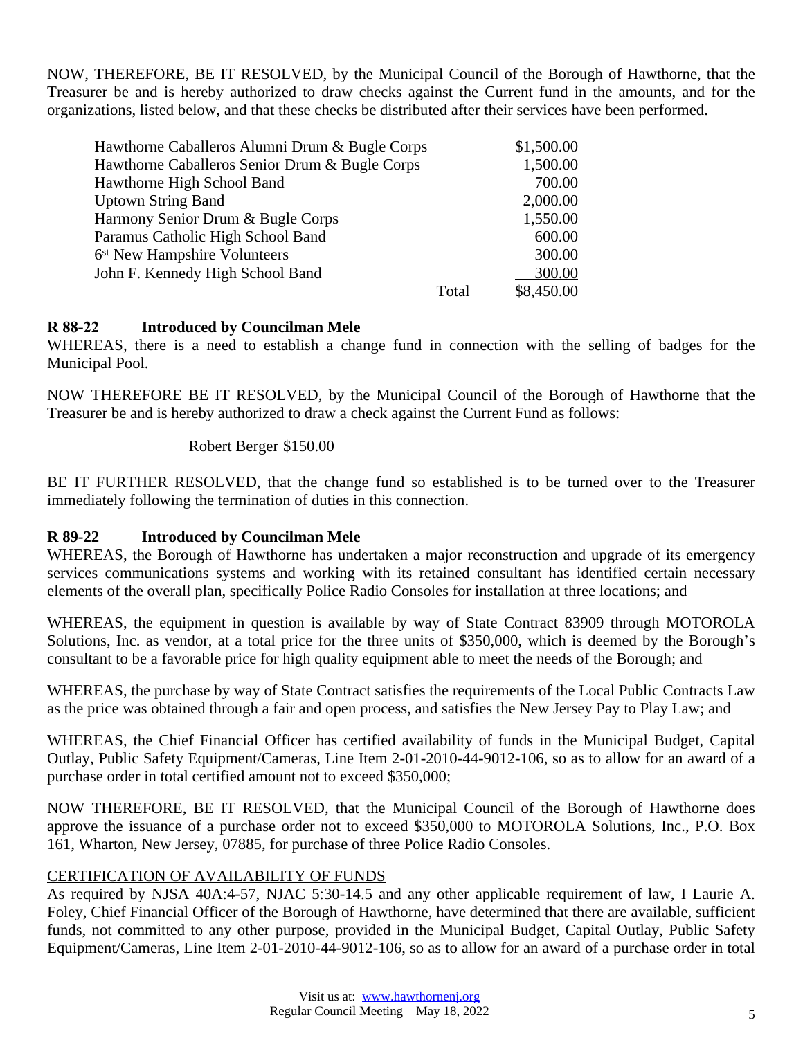NOW, THEREFORE, BE IT RESOLVED, by the Municipal Council of the Borough of Hawthorne, that the Treasurer be and is hereby authorized to draw checks against the Current fund in the amounts, and for the organizations, listed below, and that these checks be distributed after their services have been performed.

| Organization | | Amount |
|---|---|---|
| Hawthorne Caballeros Alumni Drum & Bugle Corps | | $1,500.00 |
| Hawthorne Caballeros Senior Drum & Bugle Corps | | 1,500.00 |
| Hawthorne High School Band | | 700.00 |
| Uptown String Band | | 2,000.00 |
| Harmony Senior Drum & Bugle Corps | | 1,550.00 |
| Paramus Catholic High School Band | | 600.00 |
| 6st New Hampshire Volunteers | | 300.00 |
| John F. Kennedy High School Band | | 300.00 |
| | Total | $8,450.00 |

**R 88-22 Introduced by Councilman Mele**

WHEREAS, there is a need to establish a change fund in connection with the selling of badges for the Municipal Pool.

NOW THEREFORE BE IT RESOLVED, by the Municipal Council of the Borough of Hawthorne that the Treasurer be and is hereby authorized to draw a check against the Current Fund as follows:

Robert Berger $150.00

BE IT FURTHER RESOLVED, that the change fund so established is to be turned over to the Treasurer immediately following the termination of duties in this connection.

**R 89-22 Introduced by Councilman Mele**

WHEREAS, the Borough of Hawthorne has undertaken a major reconstruction and upgrade of its emergency services communications systems and working with its retained consultant has identified certain necessary elements of the overall plan, specifically Police Radio Consoles for installation at three locations; and

WHEREAS, the equipment in question is available by way of State Contract 83909 through MOTOROLA Solutions, Inc. as vendor, at a total price for the three units of $350,000, which is deemed by the Borough's consultant to be a favorable price for high quality equipment able to meet the needs of the Borough; and

WHEREAS, the purchase by way of State Contract satisfies the requirements of the Local Public Contracts Law as the price was obtained through a fair and open process, and satisfies the New Jersey Pay to Play Law; and

WHEREAS, the Chief Financial Officer has certified availability of funds in the Municipal Budget, Capital Outlay, Public Safety Equipment/Cameras, Line Item 2-01-2010-44-9012-106, so as to allow for an award of a purchase order in total certified amount not to exceed $350,000;

NOW THEREFORE, BE IT RESOLVED, that the Municipal Council of the Borough of Hawthorne does approve the issuance of a purchase order not to exceed $350,000 to MOTOROLA Solutions, Inc., P.O. Box 161, Wharton, New Jersey, 07885, for purchase of three Police Radio Consoles.

CERTIFICATION OF AVAILABILITY OF FUNDS

As required by NJSA 40A:4-57, NJAC 5:30-14.5 and any other applicable requirement of law, I Laurie A. Foley, Chief Financial Officer of the Borough of Hawthorne, have determined that there are available, sufficient funds, not committed to any other purpose, provided in the Municipal Budget, Capital Outlay, Public Safety Equipment/Cameras, Line Item 2-01-2010-44-9012-106, so as to allow for an award of a purchase order in total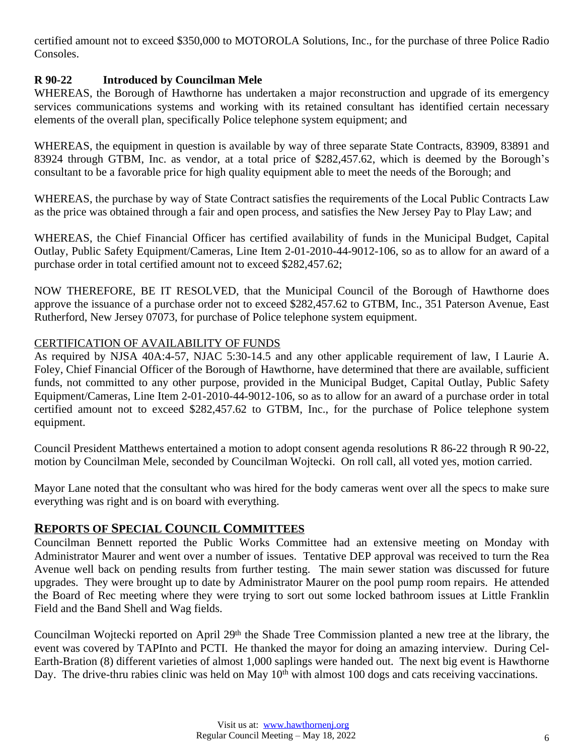certified amount not to exceed $350,000 to MOTOROLA Solutions, Inc., for the purchase of three Police Radio Consoles.

**R 90-22 Introduced by Councilman Mele**

WHEREAS, the Borough of Hawthorne has undertaken a major reconstruction and upgrade of its emergency services communications systems and working with its retained consultant has identified certain necessary elements of the overall plan, specifically Police telephone system equipment; and

WHEREAS, the equipment in question is available by way of three separate State Contracts, 83909, 83891 and 83924 through GTBM, Inc. as vendor, at a total price of $282,457.62, which is deemed by the Borough's consultant to be a favorable price for high quality equipment able to meet the needs of the Borough; and

WHEREAS, the purchase by way of State Contract satisfies the requirements of the Local Public Contracts Law as the price was obtained through a fair and open process, and satisfies the New Jersey Pay to Play Law; and

WHEREAS, the Chief Financial Officer has certified availability of funds in the Municipal Budget, Capital Outlay, Public Safety Equipment/Cameras, Line Item 2-01-2010-44-9012-106, so as to allow for an award of a purchase order in total certified amount not to exceed $282,457.62;

NOW THEREFORE, BE IT RESOLVED, that the Municipal Council of the Borough of Hawthorne does approve the issuance of a purchase order not to exceed $282,457.62 to GTBM, Inc., 351 Paterson Avenue, East Rutherford, New Jersey 07073, for purchase of Police telephone system equipment.

CERTIFICATION OF AVAILABILITY OF FUNDS

As required by NJSA 40A:4-57, NJAC 5:30-14.5 and any other applicable requirement of law, I Laurie A. Foley, Chief Financial Officer of the Borough of Hawthorne, have determined that there are available, sufficient funds, not committed to any other purpose, provided in the Municipal Budget, Capital Outlay, Public Safety Equipment/Cameras, Line Item 2-01-2010-44-9012-106, so as to allow for an award of a purchase order in total certified amount not to exceed $282,457.62 to GTBM, Inc., for the purchase of Police telephone system equipment.

Council President Matthews entertained a motion to adopt consent agenda resolutions R 86-22 through R 90-22, motion by Councilman Mele, seconded by Councilman Wojtecki. On roll call, all voted yes, motion carried.

Mayor Lane noted that the consultant who was hired for the body cameras went over all the specs to make sure everything was right and is on board with everything.

## REPORTS OF SPECIAL COUNCIL COMMITTEES

Councilman Bennett reported the Public Works Committee had an extensive meeting on Monday with Administrator Maurer and went over a number of issues. Tentative DEP approval was received to turn the Rea Avenue well back on pending results from further testing. The main sewer station was discussed for future upgrades. They were brought up to date by Administrator Maurer on the pool pump room repairs. He attended the Board of Rec meeting where they were trying to sort out some locked bathroom issues at Little Franklin Field and the Band Shell and Wag fields.

Councilman Wojtecki reported on April 29th the Shade Tree Commission planted a new tree at the library, the event was covered by TAPInto and PCTI. He thanked the mayor for doing an amazing interview. During Cel-Earth-Bration (8) different varieties of almost 1,000 saplings were handed out. The next big event is Hawthorne Day. The drive-thru rabies clinic was held on May 10th with almost 100 dogs and cats receiving vaccinations.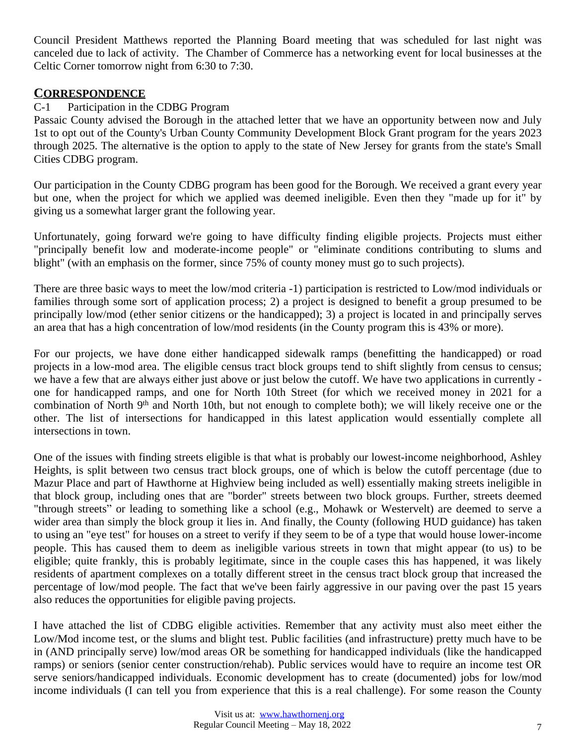Council President Matthews reported the Planning Board meeting that was scheduled for last night was canceled due to lack of activity. The Chamber of Commerce has a networking event for local businesses at the Celtic Corner tomorrow night from 6:30 to 7:30.

## CORRESPONDENCE

C-1 Participation in the CDBG Program

Passaic County advised the Borough in the attached letter that we have an opportunity between now and July 1st to opt out of the County's Urban County Community Development Block Grant program for the years 2023 through 2025. The alternative is the option to apply to the state of New Jersey for grants from the state's Small Cities CDBG program.

Our participation in the County CDBG program has been good for the Borough. We received a grant every year but one, when the project for which we applied was deemed ineligible. Even then they "made up for it" by giving us a somewhat larger grant the following year.

Unfortunately, going forward we're going to have difficulty finding eligible projects. Projects must either "principally benefit low and moderate-income people" or "eliminate conditions contributing to slums and blight" (with an emphasis on the former, since 75% of county money must go to such projects).

There are three basic ways to meet the low/mod criteria -1) participation is restricted to Low/mod individuals or families through some sort of application process; 2) a project is designed to benefit a group presumed to be principally low/mod (ether senior citizens or the handicapped); 3) a project is located in and principally serves an area that has a high concentration of low/mod residents (in the County program this is 43% or more).

For our projects, we have done either handicapped sidewalk ramps (benefitting the handicapped) or road projects in a low-mod area. The eligible census tract block groups tend to shift slightly from census to census; we have a few that are always either just above or just below the cutoff. We have two applications in currently - one for handicapped ramps, and one for North 10th Street (for which we received money in 2021 for a combination of North 9th and North 10th, but not enough to complete both); we will likely receive one or the other. The list of intersections for handicapped in this latest application would essentially complete all intersections in town.

One of the issues with finding streets eligible is that what is probably our lowest-income neighborhood, Ashley Heights, is split between two census tract block groups, one of which is below the cutoff percentage (due to Mazur Place and part of Hawthorne at Highview being included as well) essentially making streets ineligible in that block group, including ones that are "border" streets between two block groups. Further, streets deemed "through streets" or leading to something like a school (e.g., Mohawk or Westervelt) are deemed to serve a wider area than simply the block group it lies in. And finally, the County (following HUD guidance) has taken to using an "eye test" for houses on a street to verify if they seem to be of a type that would house lower-income people. This has caused them to deem as ineligible various streets in town that might appear (to us) to be eligible; quite frankly, this is probably legitimate, since in the couple cases this has happened, it was likely residents of apartment complexes on a totally different street in the census tract block group that increased the percentage of low/mod people. The fact that we've been fairly aggressive in our paving over the past 15 years also reduces the opportunities for eligible paving projects.

I have attached the list of CDBG eligible activities. Remember that any activity must also meet either the Low/Mod income test, or the slums and blight test. Public facilities (and infrastructure) pretty much have to be in (AND principally serve) low/mod areas OR be something for handicapped individuals (like the handicapped ramps) or seniors (senior center construction/rehab). Public services would have to require an income test OR serve seniors/handicapped individuals. Economic development has to create (documented) jobs for low/mod income individuals (I can tell you from experience that this is a real challenge). For some reason the County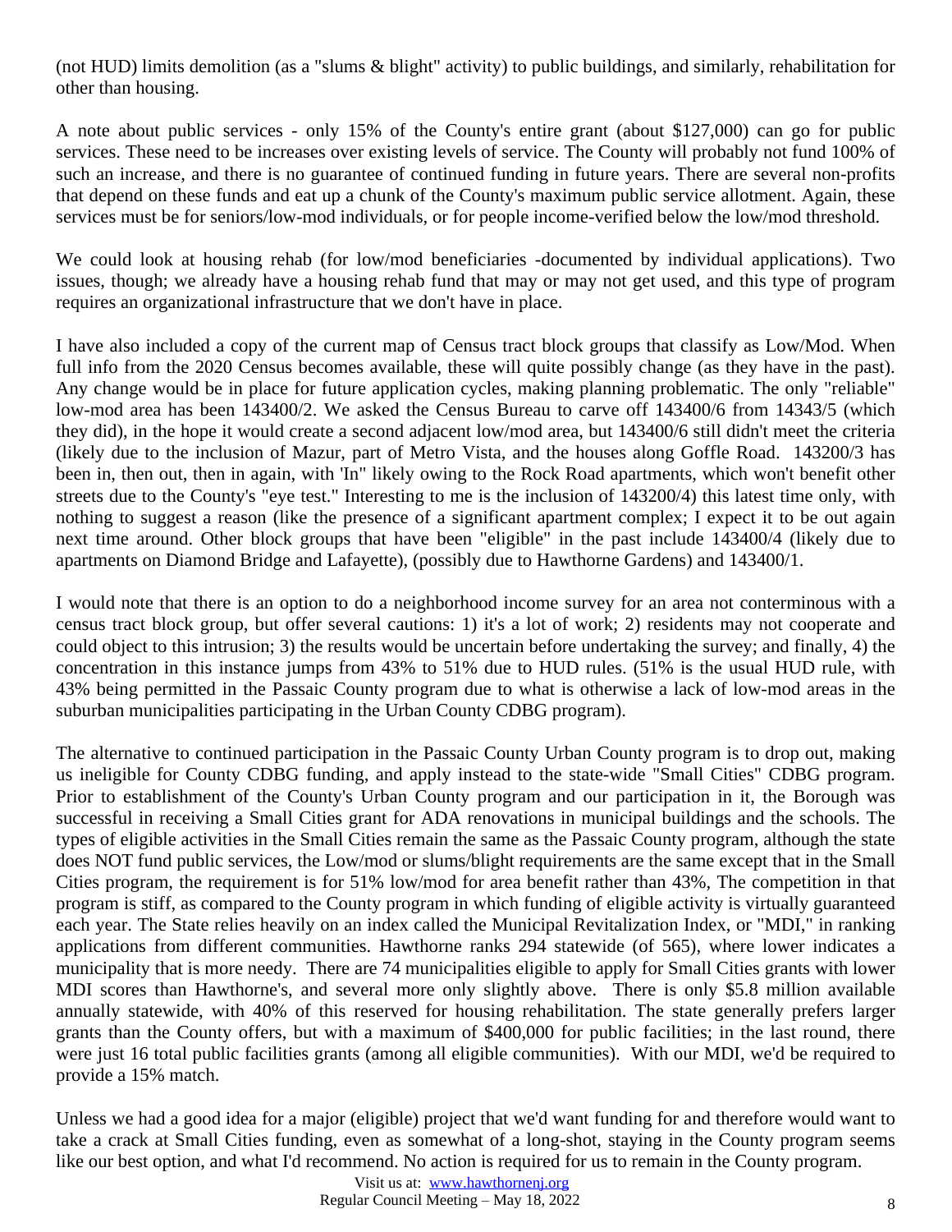(not HUD) limits demolition (as a "slums & blight" activity) to public buildings, and similarly, rehabilitation for other than housing.

A note about public services - only 15% of the County's entire grant (about $127,000) can go for public services. These need to be increases over existing levels of service. The County will probably not fund 100% of such an increase, and there is no guarantee of continued funding in future years. There are several non-profits that depend on these funds and eat up a chunk of the County's maximum public service allotment. Again, these services must be for seniors/low-mod individuals, or for people income-verified below the low/mod threshold.

We could look at housing rehab (for low/mod beneficiaries -documented by individual applications). Two issues, though; we already have a housing rehab fund that may or may not get used, and this type of program requires an organizational infrastructure that we don't have in place.

I have also included a copy of the current map of Census tract block groups that classify as Low/Mod. When full info from the 2020 Census becomes available, these will quite possibly change (as they have in the past). Any change would be in place for future application cycles, making planning problematic. The only "reliable" low-mod area has been 143400/2. We asked the Census Bureau to carve off 143400/6 from 14343/5 (which they did), in the hope it would create a second adjacent low/mod area, but 143400/6 still didn't meet the criteria (likely due to the inclusion of Mazur, part of Metro Vista, and the houses along Goffle Road. 143200/3 has been in, then out, then in again, with 'In" likely owing to the Rock Road apartments, which won't benefit other streets due to the County's "eye test." Interesting to me is the inclusion of 143200/4) this latest time only, with nothing to suggest a reason (like the presence of a significant apartment complex; I expect it to be out again next time around. Other block groups that have been "eligible" in the past include 143400/4 (likely due to apartments on Diamond Bridge and Lafayette), (possibly due to Hawthorne Gardens) and 143400/1.

I would note that there is an option to do a neighborhood income survey for an area not conterminous with a census tract block group, but offer several cautions: 1) it's a lot of work; 2) residents may not cooperate and could object to this intrusion; 3) the results would be uncertain before undertaking the survey; and finally, 4) the concentration in this instance jumps from 43% to 51% due to HUD rules. (51% is the usual HUD rule, with 43% being permitted in the Passaic County program due to what is otherwise a lack of low-mod areas in the suburban municipalities participating in the Urban County CDBG program).

The alternative to continued participation in the Passaic County Urban County program is to drop out, making us ineligible for County CDBG funding, and apply instead to the state-wide "Small Cities" CDBG program. Prior to establishment of the County's Urban County program and our participation in it, the Borough was successful in receiving a Small Cities grant for ADA renovations in municipal buildings and the schools. The types of eligible activities in the Small Cities remain the same as the Passaic County program, although the state does NOT fund public services, the Low/mod or slums/blight requirements are the same except that in the Small Cities program, the requirement is for 51% low/mod for area benefit rather than 43%, The competition in that program is stiff, as compared to the County program in which funding of eligible activity is virtually guaranteed each year. The State relies heavily on an index called the Municipal Revitalization Index, or "MDI," in ranking applications from different communities. Hawthorne ranks 294 statewide (of 565), where lower indicates a municipality that is more needy. There are 74 municipalities eligible to apply for Small Cities grants with lower MDI scores than Hawthorne's, and several more only slightly above. There is only $5.8 million available annually statewide, with 40% of this reserved for housing rehabilitation. The state generally prefers larger grants than the County offers, but with a maximum of $400,000 for public facilities; in the last round, there were just 16 total public facilities grants (among all eligible communities). With our MDI, we'd be required to provide a 15% match.

Unless we had a good idea for a major (eligible) project that we'd want funding for and therefore would want to take a crack at Small Cities funding, even as somewhat of a long-shot, staying in the County program seems like our best option, and what I'd recommend. No action is required for us to remain in the County program.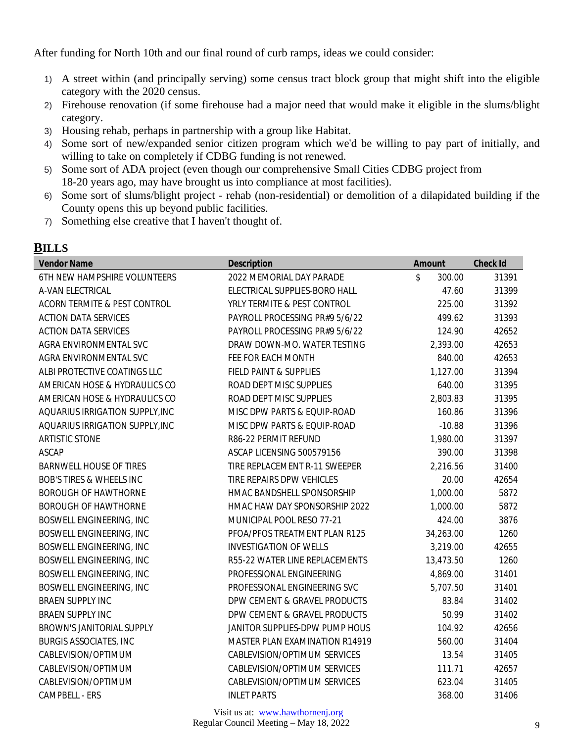After funding for North 10th and our final round of curb ramps, ideas we could consider:

1) A street within (and principally serving) some census tract block group that might shift into the eligible category with the 2020 census.
2) Firehouse renovation (if some firehouse had a major need that would make it eligible in the slums/blight category.
3) Housing rehab, perhaps in partnership with a group like Habitat.
4) Some sort of new/expanded senior citizen program which we'd be willing to pay part of initially, and willing to take on completely if CDBG funding is not renewed.
5) Some sort of ADA project (even though our comprehensive Small Cities CDBG project from 18-20 years ago, may have brought us into compliance at most facilities).
6) Some sort of slums/blight project - rehab (non-residential) or demolition of a dilapidated building if the County opens this up beyond public facilities.
7) Something else creative that I haven't thought of.

## BILLS

| Vendor Name | Description | Amount | Check Id |
|---|---|---|---|
| 6TH NEW HAMPSHIRE VOLUNTEERS | 2022 MEMORIAL DAY PARADE | $ 300.00 | 31391 |
| A-VAN ELECTRICAL | ELECTRICAL SUPPLIES-BORO HALL | 47.60 | 31399 |
| ACORN TERMITE & PEST CONTROL | YRLY TERMITE & PEST CONTROL | 225.00 | 31392 |
| ACTION DATA SERVICES | PAYROLL PROCESSING PR#9 5/6/22 | 499.62 | 31393 |
| ACTION DATA SERVICES | PAYROLL PROCESSING PR#9 5/6/22 | 124.90 | 42652 |
| AGRA ENVIRONMENTAL SVC | DRAW DOWN-MO. WATER TESTING | 2,393.00 | 42653 |
| AGRA ENVIRONMENTAL SVC | FEE FOR EACH MONTH | 840.00 | 42653 |
| ALBI PROTECTIVE COATINGS LLC | FIELD PAINT & SUPPLIES | 1,127.00 | 31394 |
| AMERICAN HOSE & HYDRAULICS CO | ROAD DEPT MISC SUPPLIES | 640.00 | 31395 |
| AMERICAN HOSE & HYDRAULICS CO | ROAD DEPT MISC SUPPLIES | 2,803.83 | 31395 |
| AQUARIUS IRRIGATION SUPPLY,INC | MISC DPW PARTS & EQUIP-ROAD | 160.86 | 31396 |
| AQUARIUS IRRIGATION SUPPLY,INC | MISC DPW PARTS & EQUIP-ROAD | -10.88 | 31396 |
| ARTISTIC STONE | R86-22 PERMIT REFUND | 1,980.00 | 31397 |
| ASCAP | ASCAP LICENSING 500579156 | 390.00 | 31398 |
| BARNWELL HOUSE OF TIRES | TIRE REPLACEMENT R-11 SWEEPER | 2,216.56 | 31400 |
| BOB'S TIRES & WHEELS INC | TIRE REPAIRS DPW VEHICLES | 20.00 | 42654 |
| BOROUGH OF HAWTHORNE | HMAC BANDSHELL SPONSORSHIP | 1,000.00 | 5872 |
| BOROUGH OF HAWTHORNE | HMAC HAW DAY SPONSORSHIP 2022 | 1,000.00 | 5872 |
| BOSWELL ENGINEERING, INC | MUNICIPAL POOL RESO 77-21 | 424.00 | 3876 |
| BOSWELL ENGINEERING, INC | PFOA/PFOS TREATMENT PLAN R125 | 34,263.00 | 1260 |
| BOSWELL ENGINEERING, INC | INVESTIGATION OF WELLS | 3,219.00 | 42655 |
| BOSWELL ENGINEERING, INC | R55-22 WATER LINE REPLACEMENTS | 13,473.50 | 1260 |
| BOSWELL ENGINEERING, INC | PROFESSIONAL ENGINEERING | 4,869.00 | 31401 |
| BOSWELL ENGINEERING, INC | PROFESSIONAL ENGINEERING SVC | 5,707.50 | 31401 |
| BRAEN SUPPLY INC | DPW CEMENT & GRAVEL PRODUCTS | 83.84 | 31402 |
| BRAEN SUPPLY INC | DPW CEMENT & GRAVEL PRODUCTS | 50.99 | 31402 |
| BROWN'S JANITORIAL SUPPLY | JANITOR SUPPLIES-DPW PUMP HOUS | 104.92 | 42656 |
| BURGIS ASSOCIATES, INC | MASTER PLAN EXAMINATION R14919 | 560.00 | 31404 |
| CABLEVISION/OPTIMUM | CABLEVISION/OPTIMUM SERVICES | 13.54 | 31405 |
| CABLEVISION/OPTIMUM | CABLEVISION/OPTIMUM SERVICES | 111.71 | 42657 |
| CABLEVISION/OPTIMUM | CABLEVISION/OPTIMUM SERVICES | 623.04 | 31405 |
| CAMPBELL - ERS | INLET PARTS | 368.00 | 31406 |

Visit us at: www.hawthornenj.org
Regular Council Meeting – May 18, 2022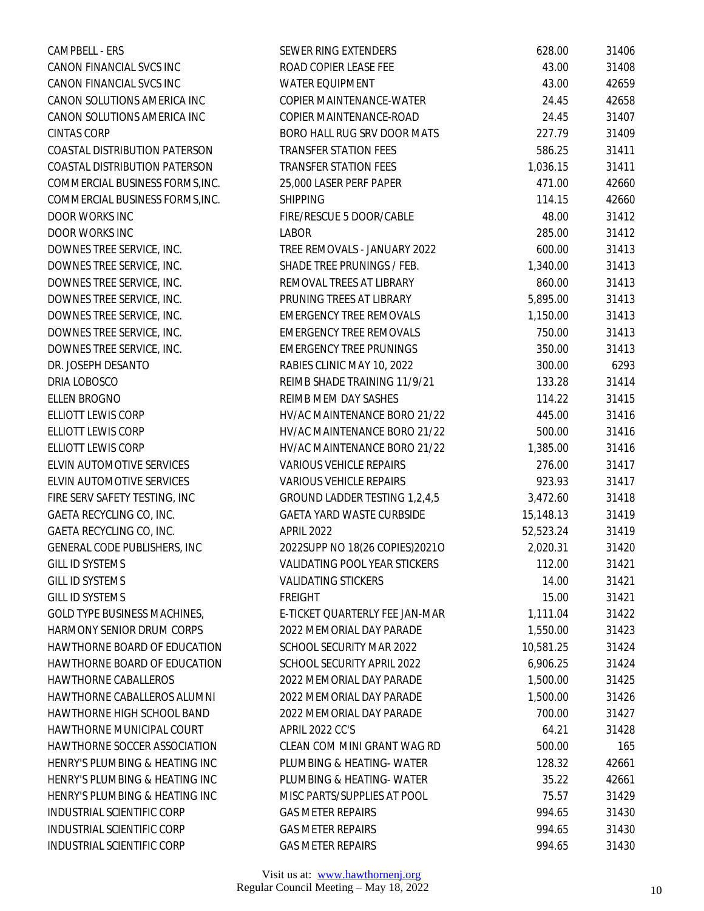| | | | |
|---|---|---|---|
| CAMPBELL - ERS | SEWER RING EXTENDERS | 628.00 | 31406 |
| CANON FINANCIAL SVCS INC | ROAD COPIER LEASE FEE | 43.00 | 31408 |
| CANON FINANCIAL SVCS INC | WATER EQUIPMENT | 43.00 | 42659 |
| CANON SOLUTIONS AMERICA INC | COPIER MAINTENANCE-WATER | 24.45 | 42658 |
| CANON SOLUTIONS AMERICA INC | COPIER MAINTENANCE-ROAD | 24.45 | 31407 |
| CINTAS CORP | BORO HALL RUG SRV DOOR MATS | 227.79 | 31409 |
| COASTAL DISTRIBUTION PATERSON | TRANSFER STATION FEES | 586.25 | 31411 |
| COASTAL DISTRIBUTION PATERSON | TRANSFER STATION FEES | 1,036.15 | 31411 |
| COMMERCIAL BUSINESS FORMS,INC. | 25,000 LASER PERF PAPER | 471.00 | 42660 |
| COMMERCIAL BUSINESS FORMS,INC. | SHIPPING | 114.15 | 42660 |
| DOOR WORKS INC | FIRE/RESCUE 5 DOOR/CABLE | 48.00 | 31412 |
| DOOR WORKS INC | LABOR | 285.00 | 31412 |
| DOWNES TREE SERVICE, INC. | TREE REMOVALS - JANUARY 2022 | 600.00 | 31413 |
| DOWNES TREE SERVICE, INC. | SHADE TREE PRUNINGS / FEB. | 1,340.00 | 31413 |
| DOWNES TREE SERVICE, INC. | REMOVAL TREES AT LIBRARY | 860.00 | 31413 |
| DOWNES TREE SERVICE, INC. | PRUNING TREES AT LIBRARY | 5,895.00 | 31413 |
| DOWNES TREE SERVICE, INC. | EMERGENCY TREE REMOVALS | 1,150.00 | 31413 |
| DOWNES TREE SERVICE, INC. | EMERGENCY TREE REMOVALS | 750.00 | 31413 |
| DOWNES TREE SERVICE, INC. | EMERGENCY TREE PRUNINGS | 350.00 | 31413 |
| DR. JOSEPH DESANTO | RABIES CLINIC MAY 10, 2022 | 300.00 | 6293 |
| DRIA LOBOSCO | REIMB SHADE TRAINING 11/9/21 | 133.28 | 31414 |
| ELLEN BROGNO | REIMB MEM DAY SASHES | 114.22 | 31415 |
| ELLIOTT LEWIS CORP | HV/AC MAINTENANCE BORO 21/22 | 445.00 | 31416 |
| ELLIOTT LEWIS CORP | HV/AC MAINTENANCE BORO 21/22 | 500.00 | 31416 |
| ELLIOTT LEWIS CORP | HV/AC MAINTENANCE BORO 21/22 | 1,385.00 | 31416 |
| ELVIN AUTOMOTIVE SERVICES | VARIOUS VEHICLE REPAIRS | 276.00 | 31417 |
| ELVIN AUTOMOTIVE SERVICES | VARIOUS VEHICLE REPAIRS | 923.93 | 31417 |
| FIRE SERV SAFETY TESTING, INC | GROUND LADDER TESTING 1,2,4,5 | 3,472.60 | 31418 |
| GAETA RECYCLING CO, INC. | GAETA YARD WASTE CURBSIDE | 15,148.13 | 31419 |
| GAETA RECYCLING CO, INC. | APRIL 2022 | 52,523.24 | 31419 |
| GENERAL CODE PUBLISHERS, INC | 2022SUPP NO 18(26 COPIES)2021O | 2,020.31 | 31420 |
| GILL ID SYSTEMS | VALIDATING POOL YEAR STICKERS | 112.00 | 31421 |
| GILL ID SYSTEMS | VALIDATING STICKERS | 14.00 | 31421 |
| GILL ID SYSTEMS | FREIGHT | 15.00 | 31421 |
| GOLD TYPE BUSINESS MACHINES, | E-TICKET QUARTERLY FEE JAN-MAR | 1,111.04 | 31422 |
| HARMONY SENIOR DRUM CORPS | 2022 MEMORIAL DAY PARADE | 1,550.00 | 31423 |
| HAWTHORNE BOARD OF EDUCATION | SCHOOL SECURITY MAR 2022 | 10,581.25 | 31424 |
| HAWTHORNE BOARD OF EDUCATION | SCHOOL SECURITY APRIL 2022 | 6,906.25 | 31424 |
| HAWTHORNE CABALLEROS | 2022 MEMORIAL DAY PARADE | 1,500.00 | 31425 |
| HAWTHORNE CABALLEROS ALUMNI | 2022 MEMORIAL DAY PARADE | 1,500.00 | 31426 |
| HAWTHORNE HIGH SCHOOL BAND | 2022 MEMORIAL DAY PARADE | 700.00 | 31427 |
| HAWTHORNE MUNICIPAL COURT | APRIL 2022 CC'S | 64.21 | 31428 |
| HAWTHORNE SOCCER ASSOCIATION | CLEAN COM MINI GRANT WAG RD | 500.00 | 165 |
| HENRY'S PLUMBING & HEATING INC | PLUMBING & HEATING- WATER | 128.32 | 42661 |
| HENRY'S PLUMBING & HEATING INC | PLUMBING & HEATING- WATER | 35.22 | 42661 |
| HENRY'S PLUMBING & HEATING INC | MISC PARTS/SUPPLIES AT POOL | 75.57 | 31429 |
| INDUSTRIAL SCIENTIFIC CORP | GAS METER REPAIRS | 994.65 | 31430 |
| INDUSTRIAL SCIENTIFIC CORP | GAS METER REPAIRS | 994.65 | 31430 |
| INDUSTRIAL SCIENTIFIC CORP | GAS METER REPAIRS | 994.65 | 31430 |

Visit us at: www.hawthornenj.org
Regular Council Meeting – May 18, 2022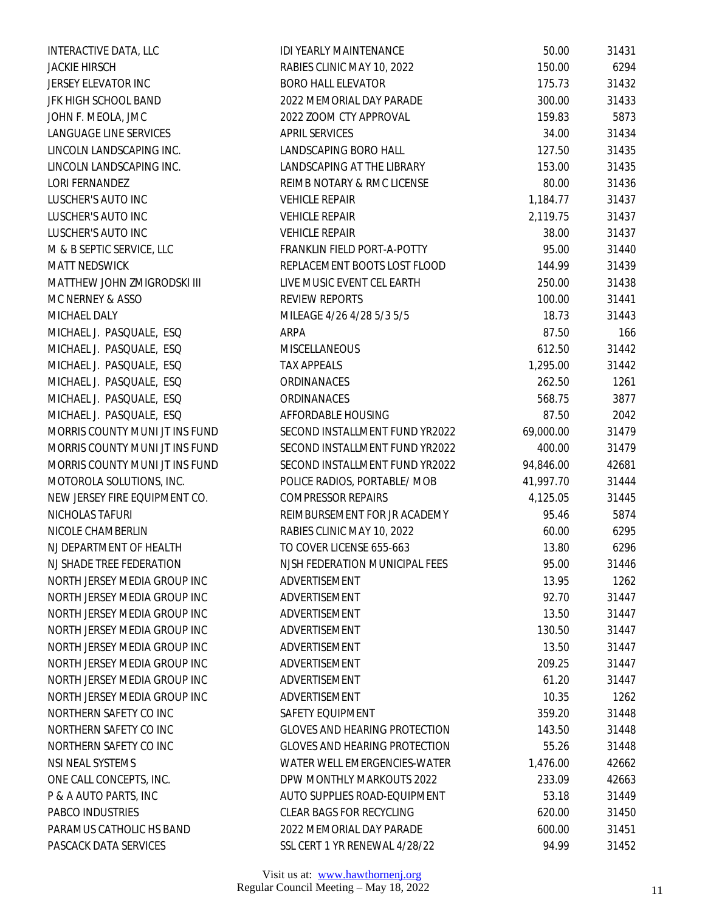| | | | |
|---|---|---|---|
| INTERACTIVE DATA, LLC | IDI YEARLY MAINTENANCE | 50.00 | 31431 |
| JACKIE HIRSCH | RABIES CLINIC MAY 10, 2022 | 150.00 | 6294 |
| JERSEY ELEVATOR INC | BORO HALL ELEVATOR | 175.73 | 31432 |
| JFK HIGH SCHOOL BAND | 2022 MEMORIAL DAY PARADE | 300.00 | 31433 |
| JOHN F. MEOLA, JMC | 2022 ZOOM CTY APPROVAL | 159.83 | 5873 |
| LANGUAGE LINE SERVICES | APRIL SERVICES | 34.00 | 31434 |
| LINCOLN LANDSCAPING INC. | LANDSCAPING BORO HALL | 127.50 | 31435 |
| LINCOLN LANDSCAPING INC. | LANDSCAPING AT THE LIBRARY | 153.00 | 31435 |
| LORI FERNANDEZ | REIMB NOTARY & RMC LICENSE | 80.00 | 31436 |
| LUSCHER'S AUTO INC | VEHICLE REPAIR | 1,184.77 | 31437 |
| LUSCHER'S AUTO INC | VEHICLE REPAIR | 2,119.75 | 31437 |
| LUSCHER'S AUTO INC | VEHICLE REPAIR | 38.00 | 31437 |
| M & B SEPTIC SERVICE, LLC | FRANKLIN FIELD PORT-A-POTTY | 95.00 | 31440 |
| MATT NEDSWICK | REPLACEMENT BOOTS LOST FLOOD | 144.99 | 31439 |
| MATTHEW JOHN ZMIGRODSKI III | LIVE MUSIC EVENT CEL EARTH | 250.00 | 31438 |
| MC NERNEY & ASSO | REVIEW REPORTS | 100.00 | 31441 |
| MICHAEL DALY | MILEAGE 4/26 4/28 5/3 5/5 | 18.73 | 31443 |
| MICHAEL J. PASQUALE, ESQ | ARPA | 87.50 | 166 |
| MICHAEL J. PASQUALE, ESQ | MISCELLANEOUS | 612.50 | 31442 |
| MICHAEL J. PASQUALE, ESQ | TAX APPEALS | 1,295.00 | 31442 |
| MICHAEL J. PASQUALE, ESQ | ORDINANACES | 262.50 | 1261 |
| MICHAEL J. PASQUALE, ESQ | ORDINANACES | 568.75 | 3877 |
| MICHAEL J. PASQUALE, ESQ | AFFORDABLE HOUSING | 87.50 | 2042 |
| MORRIS COUNTY MUNI JT INS FUND | SECOND INSTALLMENT FUND YR2022 | 69,000.00 | 31479 |
| MORRIS COUNTY MUNI JT INS FUND | SECOND INSTALLMENT FUND YR2022 | 400.00 | 31479 |
| MORRIS COUNTY MUNI JT INS FUND | SECOND INSTALLMENT FUND YR2022 | 94,846.00 | 42681 |
| MOTOROLA SOLUTIONS, INC. | POLICE RADIOS, PORTABLE/ MOB | 41,997.70 | 31444 |
| NEW JERSEY FIRE EQUIPMENT CO. | COMPRESSOR REPAIRS | 4,125.05 | 31445 |
| NICHOLAS TAFURI | REIMBURSEMENT FOR JR ACADEMY | 95.46 | 5874 |
| NICOLE CHAMBERLIN | RABIES CLINIC MAY 10, 2022 | 60.00 | 6295 |
| NJ DEPARTMENT OF HEALTH | TO COVER LICENSE 655-663 | 13.80 | 6296 |
| NJ SHADE TREE FEDERATION | NJSH FEDERATION MUNICIPAL FEES | 95.00 | 31446 |
| NORTH JERSEY MEDIA GROUP INC | ADVERTISEMENT | 13.95 | 1262 |
| NORTH JERSEY MEDIA GROUP INC | ADVERTISEMENT | 92.70 | 31447 |
| NORTH JERSEY MEDIA GROUP INC | ADVERTISEMENT | 13.50 | 31447 |
| NORTH JERSEY MEDIA GROUP INC | ADVERTISEMENT | 130.50 | 31447 |
| NORTH JERSEY MEDIA GROUP INC | ADVERTISEMENT | 13.50 | 31447 |
| NORTH JERSEY MEDIA GROUP INC | ADVERTISEMENT | 209.25 | 31447 |
| NORTH JERSEY MEDIA GROUP INC | ADVERTISEMENT | 61.20 | 31447 |
| NORTH JERSEY MEDIA GROUP INC | ADVERTISEMENT | 10.35 | 1262 |
| NORTHERN SAFETY CO INC | SAFETY EQUIPMENT | 359.20 | 31448 |
| NORTHERN SAFETY CO INC | GLOVES AND HEARING PROTECTION | 143.50 | 31448 |
| NORTHERN SAFETY CO INC | GLOVES AND HEARING PROTECTION | 55.26 | 31448 |
| NSI NEAL SYSTEMS | WATER WELL EMERGENCIES-WATER | 1,476.00 | 42662 |
| ONE CALL CONCEPTS, INC. | DPW MONTHLY MARKOUTS 2022 | 233.09 | 42663 |
| P & A AUTO PARTS, INC | AUTO SUPPLIES ROAD-EQUIPMENT | 53.18 | 31449 |
| PABCO INDUSTRIES | CLEAR BAGS FOR RECYCLING | 620.00 | 31450 |
| PARAMUS CATHOLIC HS BAND | 2022 MEMORIAL DAY PARADE | 600.00 | 31451 |
| PASCACK DATA SERVICES | SSL CERT 1 YR RENEWAL 4/28/22 | 94.99 | 31452 |

Visit us at: [www.hawthornenj.org](http://www.hawthornenj.org)
Regular Council Meeting – May 18, 2022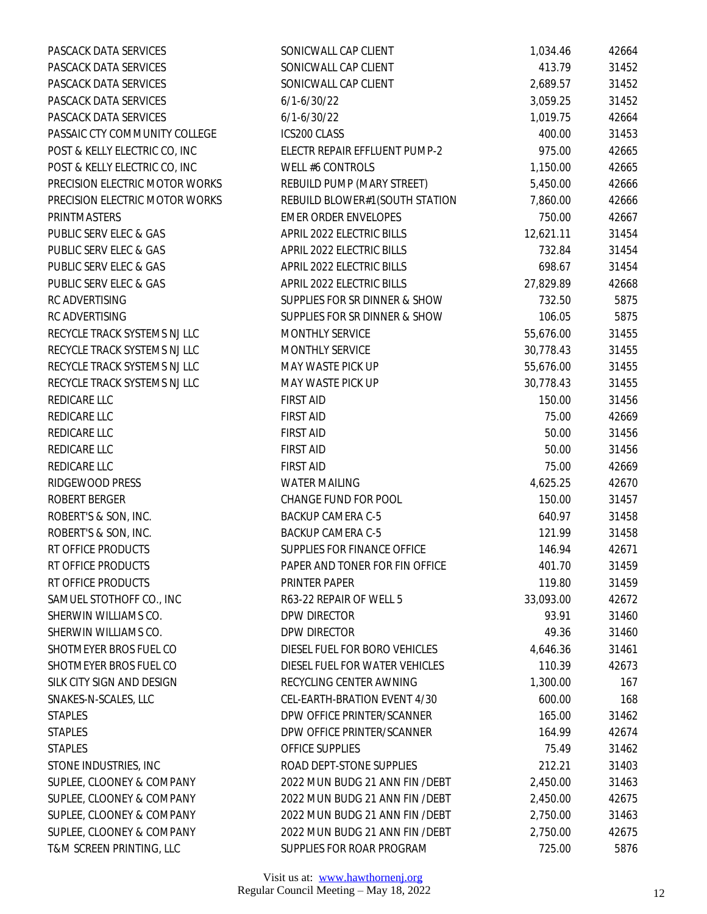| | | | |
|---|---|---|---|
| PASCACK DATA SERVICES | SONICWALL CAP CLIENT | 1,034.46 | 42664 |
| PASCACK DATA SERVICES | SONICWALL CAP CLIENT | 413.79 | 31452 |
| PASCACK DATA SERVICES | SONICWALL CAP CLIENT | 2,689.57 | 31452 |
| PASCACK DATA SERVICES | 6/1-6/30/22 | 3,059.25 | 31452 |
| PASCACK DATA SERVICES | 6/1-6/30/22 | 1,019.75 | 42664 |
| PASSAIC CTY COMMUNITY COLLEGE | ICS200 CLASS | 400.00 | 31453 |
| POST & KELLY ELECTRIC CO, INC | ELECTR REPAIR EFFLUENT PUMP-2 | 975.00 | 42665 |
| POST & KELLY ELECTRIC CO, INC | WELL #6 CONTROLS | 1,150.00 | 42665 |
| PRECISION ELECTRIC MOTOR WORKS | REBUILD PUMP (MARY STREET) | 5,450.00 | 42666 |
| PRECISION ELECTRIC MOTOR WORKS | REBUILD BLOWER#1(SOUTH STATION | 7,860.00 | 42666 |
| PRINTMASTERS | EMER ORDER ENVELOPES | 750.00 | 42667 |
| PUBLIC SERV ELEC & GAS | APRIL 2022 ELECTRIC BILLS | 12,621.11 | 31454 |
| PUBLIC SERV ELEC & GAS | APRIL 2022 ELECTRIC BILLS | 732.84 | 31454 |
| PUBLIC SERV ELEC & GAS | APRIL 2022 ELECTRIC BILLS | 698.67 | 31454 |
| PUBLIC SERV ELEC & GAS | APRIL 2022 ELECTRIC BILLS | 27,829.89 | 42668 |
| RC ADVERTISING | SUPPLIES FOR SR DINNER & SHOW | 732.50 | 5875 |
| RC ADVERTISING | SUPPLIES FOR SR DINNER & SHOW | 106.05 | 5875 |
| RECYCLE TRACK SYSTEMS NJ LLC | MONTHLY SERVICE | 55,676.00 | 31455 |
| RECYCLE TRACK SYSTEMS NJ LLC | MONTHLY SERVICE | 30,778.43 | 31455 |
| RECYCLE TRACK SYSTEMS NJ LLC | MAY WASTE PICK UP | 55,676.00 | 31455 |
| RECYCLE TRACK SYSTEMS NJ LLC | MAY WASTE PICK UP | 30,778.43 | 31455 |
| REDICARE LLC | FIRST AID | 150.00 | 31456 |
| REDICARE LLC | FIRST AID | 75.00 | 42669 |
| REDICARE LLC | FIRST AID | 50.00 | 31456 |
| REDICARE LLC | FIRST AID | 50.00 | 31456 |
| REDICARE LLC | FIRST AID | 75.00 | 42669 |
| RIDGEWOOD PRESS | WATER MAILING | 4,625.25 | 42670 |
| ROBERT BERGER | CHANGE FUND FOR POOL | 150.00 | 31457 |
| ROBERT'S & SON, INC. | BACKUP CAMERA C-5 | 640.97 | 31458 |
| ROBERT'S & SON, INC. | BACKUP CAMERA C-5 | 121.99 | 31458 |
| RT OFFICE PRODUCTS | SUPPLIES FOR FINANCE OFFICE | 146.94 | 42671 |
| RT OFFICE PRODUCTS | PAPER AND TONER FOR FIN OFFICE | 401.70 | 31459 |
| RT OFFICE PRODUCTS | PRINTER PAPER | 119.80 | 31459 |
| SAMUEL STOTHOFF CO., INC | R63-22 REPAIR OF WELL 5 | 33,093.00 | 42672 |
| SHERWIN WILLIAMS CO. | DPW DIRECTOR | 93.91 | 31460 |
| SHERWIN WILLIAMS CO. | DPW DIRECTOR | 49.36 | 31460 |
| SHOTMEYER BROS FUEL CO | DIESEL FUEL FOR BORO VEHICLES | 4,646.36 | 31461 |
| SHOTMEYER BROS FUEL CO | DIESEL FUEL FOR WATER VEHICLES | 110.39 | 42673 |
| SILK CITY SIGN AND DESIGN | RECYCLING CENTER AWNING | 1,300.00 | 167 |
| SNAKES-N-SCALES, LLC | CEL-EARTH-BRATION EVENT 4/30 | 600.00 | 168 |
| STAPLES | DPW OFFICE PRINTER/SCANNER | 165.00 | 31462 |
| STAPLES | DPW OFFICE PRINTER/SCANNER | 164.99 | 42674 |
| STAPLES | OFFICE SUPPLIES | 75.49 | 31462 |
| STONE INDUSTRIES, INC | ROAD DEPT-STONE SUPPLIES | 212.21 | 31403 |
| SUPLEE, CLOONEY & COMPANY | 2022 MUN BUDG 21 ANN FIN /DEBT | 2,450.00 | 31463 |
| SUPLEE, CLOONEY & COMPANY | 2022 MUN BUDG 21 ANN FIN /DEBT | 2,450.00 | 42675 |
| SUPLEE, CLOONEY & COMPANY | 2022 MUN BUDG 21 ANN FIN /DEBT | 2,750.00 | 31463 |
| SUPLEE, CLOONEY & COMPANY | 2022 MUN BUDG 21 ANN FIN /DEBT | 2,750.00 | 42675 |
| T&M SCREEN PRINTING, LLC | SUPPLIES FOR ROAR PROGRAM | 725.00 | 5876 |

Visit us at: www.hawthornenj.org
Regular Council Meeting – May 18, 2022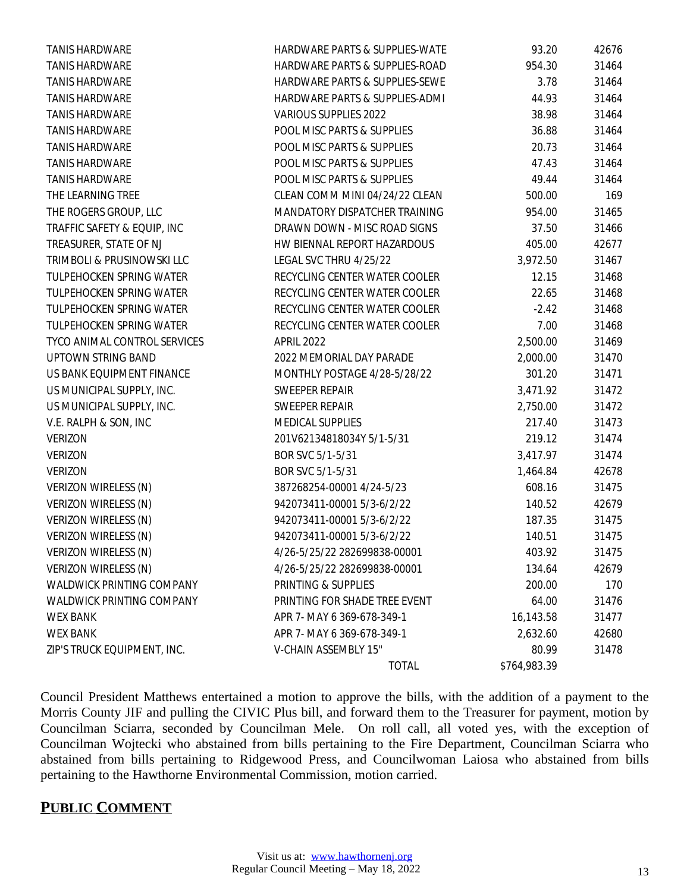| | | | |
|---|---|---|---|
| TANIS HARDWARE | HARDWARE PARTS & SUPPLIES-WATE | 93.20 | 42676 |
| TANIS HARDWARE | HARDWARE PARTS & SUPPLIES-ROAD | 954.30 | 31464 |
| TANIS HARDWARE | HARDWARE PARTS & SUPPLIES-SEWE | 3.78 | 31464 |
| TANIS HARDWARE | HARDWARE PARTS & SUPPLIES-ADMI | 44.93 | 31464 |
| TANIS HARDWARE | VARIOUS SUPPLIES 2022 | 38.98 | 31464 |
| TANIS HARDWARE | POOL MISC PARTS & SUPPLIES | 36.88 | 31464 |
| TANIS HARDWARE | POOL MISC PARTS & SUPPLIES | 20.73 | 31464 |
| TANIS HARDWARE | POOL MISC PARTS & SUPPLIES | 47.43 | 31464 |
| TANIS HARDWARE | POOL MISC PARTS & SUPPLIES | 49.44 | 31464 |
| THE LEARNING TREE | CLEAN COMM MINI 04/24/22 CLEAN | 500.00 | 169 |
| THE ROGERS GROUP, LLC | MANDATORY DISPATCHER TRAINING | 954.00 | 31465 |
| TRAFFIC SAFETY & EQUIP, INC | DRAWN DOWN - MISC ROAD SIGNS | 37.50 | 31466 |
| TREASURER, STATE OF NJ | HW BIENNAL REPORT HAZARDOUS | 405.00 | 42677 |
| TRIMBOLI & PRUSINOWSKI LLC | LEGAL SVC THRU 4/25/22 | 3,972.50 | 31467 |
| TULPEHOCKEN SPRING WATER | RECYCLING CENTER WATER COOLER | 12.15 | 31468 |
| TULPEHOCKEN SPRING WATER | RECYCLING CENTER WATER COOLER | 22.65 | 31468 |
| TULPEHOCKEN SPRING WATER | RECYCLING CENTER WATER COOLER | -2.42 | 31468 |
| TULPEHOCKEN SPRING WATER | RECYCLING CENTER WATER COOLER | 7.00 | 31468 |
| TYCO ANIMAL CONTROL SERVICES | APRIL 2022 | 2,500.00 | 31469 |
| UPTOWN STRING BAND | 2022 MEMORIAL DAY PARADE | 2,000.00 | 31470 |
| US BANK EQUIPMENT FINANCE | MONTHLY POSTAGE 4/28-5/28/22 | 301.20 | 31471 |
| US MUNICIPAL SUPPLY, INC. | SWEEPER REPAIR | 3,471.92 | 31472 |
| US MUNICIPAL SUPPLY, INC. | SWEEPER REPAIR | 2,750.00 | 31472 |
| V.E. RALPH & SON, INC | MEDICAL SUPPLIES | 217.40 | 31473 |
| VERIZON | 201V62134818034Y 5/1-5/31 | 219.12 | 31474 |
| VERIZON | BOR SVC 5/1-5/31 | 3,417.97 | 31474 |
| VERIZON | BOR SVC 5/1-5/31 | 1,464.84 | 42678 |
| VERIZON WIRELESS (N) | 387268254-00001 4/24-5/23 | 608.16 | 31475 |
| VERIZON WIRELESS (N) | 942073411-00001 5/3-6/2/22 | 140.52 | 42679 |
| VERIZON WIRELESS (N) | 942073411-00001 5/3-6/2/22 | 187.35 | 31475 |
| VERIZON WIRELESS (N) | 942073411-00001 5/3-6/2/22 | 140.51 | 31475 |
| VERIZON WIRELESS (N) | 4/26-5/25/22 282699838-00001 | 403.92 | 31475 |
| VERIZON WIRELESS (N) | 4/26-5/25/22 282699838-00001 | 134.64 | 42679 |
| WALDWICK PRINTING COMPANY | PRINTING & SUPPLIES | 200.00 | 170 |
| WALDWICK PRINTING COMPANY | PRINTING FOR SHADE TREE EVENT | 64.00 | 31476 |
| WEX BANK | APR 7- MAY 6 369-678-349-1 | 16,143.58 | 31477 |
| WEX BANK | APR 7- MAY 6 369-678-349-1 | 2,632.60 | 42680 |
| ZIP'S TRUCK EQUIPMENT, INC. | V-CHAIN ASSEMBLY 15" | 80.99 | 31478 |
| | TOTAL | $764,983.39 | |

Council President Matthews entertained a motion to approve the bills, with the addition of a payment to the Morris County JIF and pulling the CIVIC Plus bill, and forward them to the Treasurer for payment, motion by Councilman Sciarra, seconded by Councilman Mele. On roll call, all voted yes, with the exception of Councilman Wojtecki who abstained from bills pertaining to the Fire Department, Councilman Sciarra who abstained from bills pertaining to Ridgewood Press, and Councilwoman Laiosa who abstained from bills pertaining to the Hawthorne Environmental Commission, motion carried.

## PUBLIC COMMENT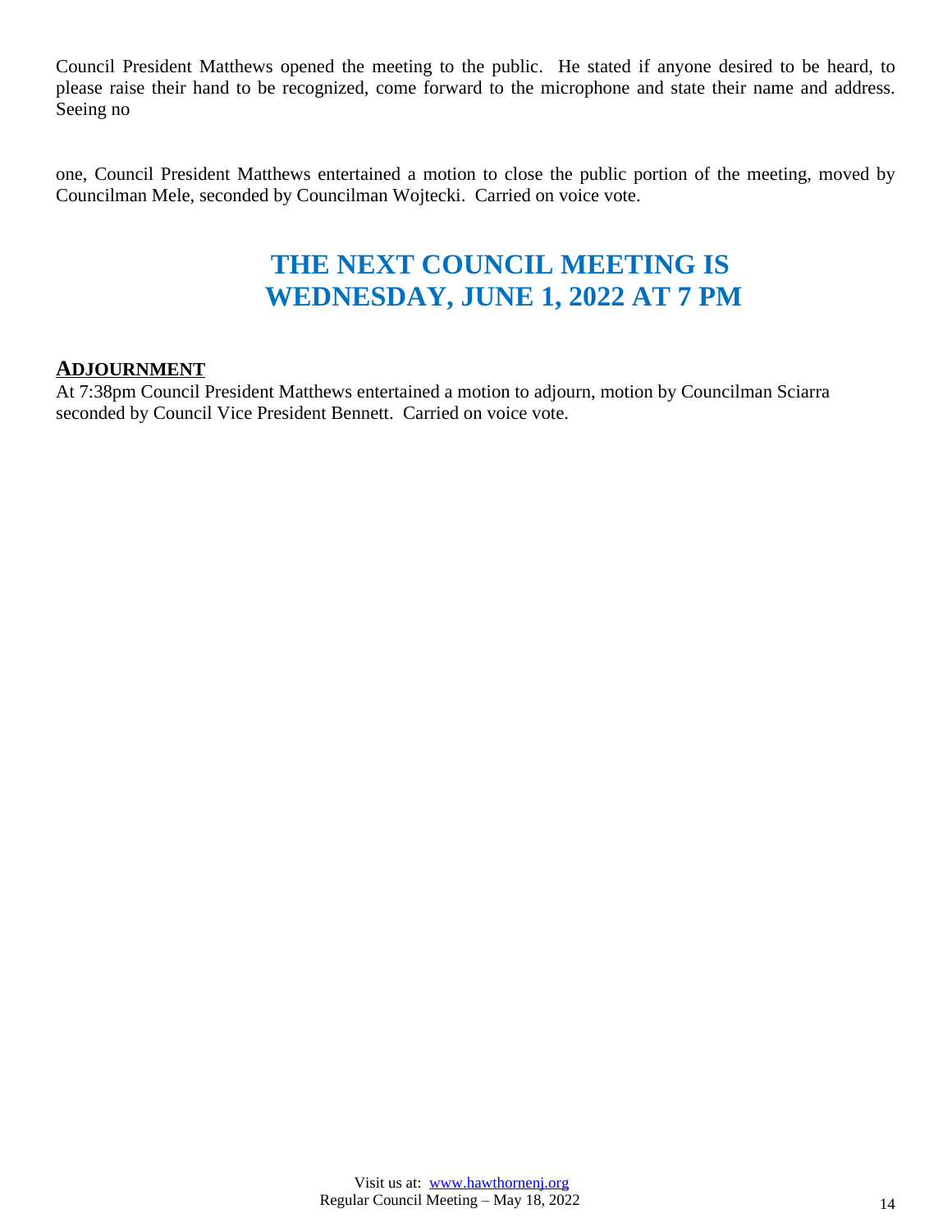Council President Matthews opened the meeting to the public. He stated if anyone desired to be heard, to please raise their hand to be recognized, come forward to the microphone and state their name and address. Seeing no

one, Council President Matthews entertained a motion to close the public portion of the meeting, moved by Councilman Mele, seconded by Councilman Wojtecki. Carried on voice vote.

## THE NEXT COUNCIL MEETING IS WEDNESDAY, JUNE 1, 2022 AT 7 PM

### ADJOURNMENT

At 7:38pm Council President Matthews entertained a motion to adjourn, motion by Councilman Sciarra seconded by Council Vice President Bennett. Carried on voice vote.